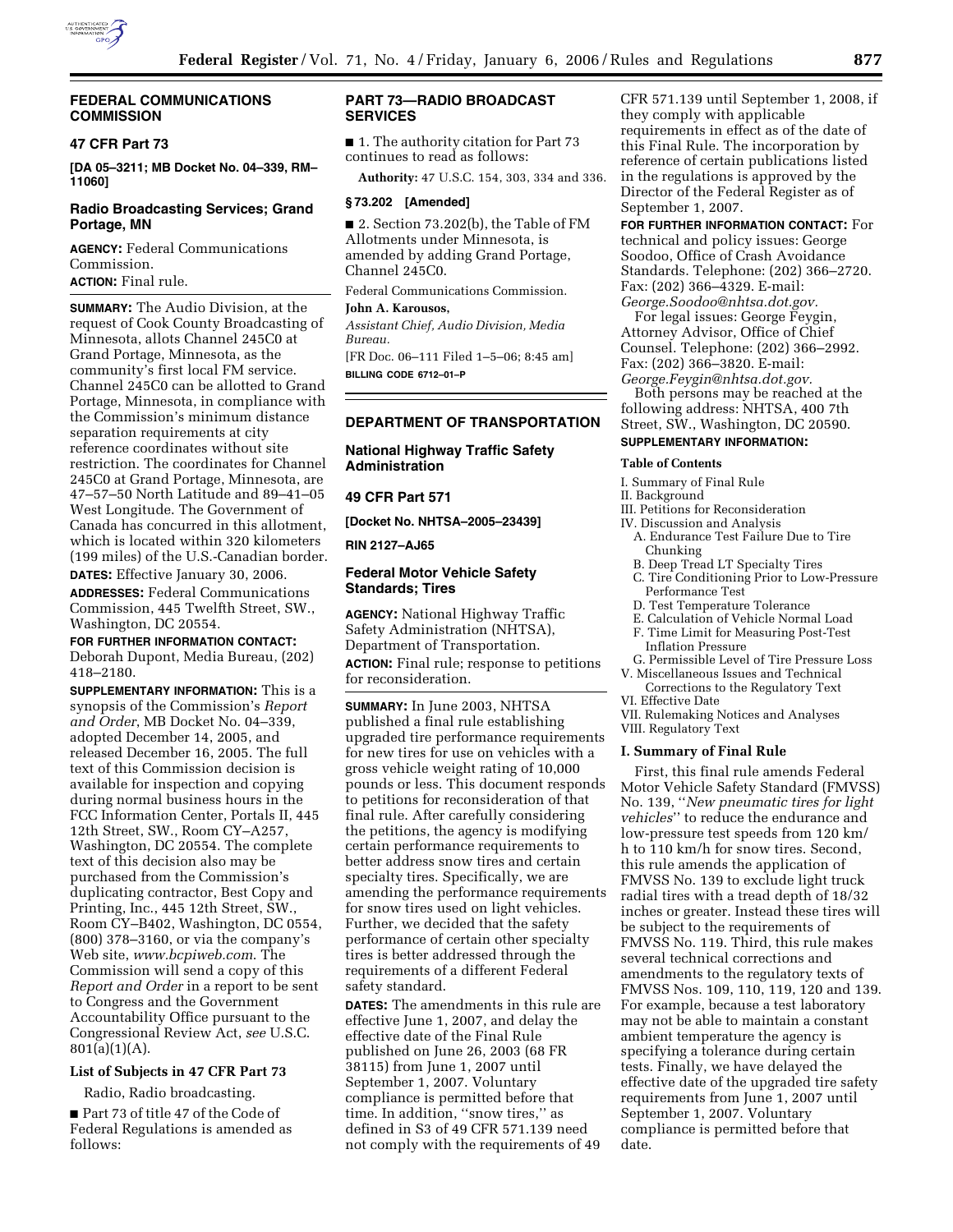## FEDERAL COMMUNICATIONS COMMISSION

### 47 CFR Part 73

**[DA 05–3211; MB Docket No. 04–339, RM–11060]**

### Radio Broadcasting Services; Grand Portage, MN

**AGENCY:** Federal Communications Commission.

**ACTION:** Final rule.

**SUMMARY:** The Audio Division, at the request of Cook County Broadcasting of Minnesota, allots Channel 245C0 at Grand Portage, Minnesota, as the community's first local FM service. Channel 245C0 can be allotted to Grand Portage, Minnesota, in compliance with the Commission's minimum distance separation requirements at city reference coordinates without site restriction. The coordinates for Channel 245C0 at Grand Portage, Minnesota, are 47–57–50 North Latitude and 89–41–05 West Longitude. The Government of Canada has concurred in this allotment, which is located within 320 kilometers (199 miles) of the U.S.-Canadian border.

**DATES:** Effective January 30, 2006.

**ADDRESSES:** Federal Communications Commission, 445 Twelfth Street, SW., Washington, DC 20554.

**FOR FURTHER INFORMATION CONTACT:** Deborah Dupont, Media Bureau, (202) 418–2180.

**SUPPLEMENTARY INFORMATION:** This is a synopsis of the Commission's *Report and Order*, MB Docket No. 04–339, adopted December 14, 2005, and released December 16, 2005. The full text of this Commission decision is available for inspection and copying during normal business hours in the FCC Information Center, Portals II, 445 12th Street, SW., Room CY–A257, Washington, DC 20554. The complete text of this decision also may be purchased from the Commission's duplicating contractor, Best Copy and Printing, Inc., 445 12th Street, SW., Room CY–B402, Washington, DC 0554, (800) 378–3160, or via the company's Web site, *www.bcpiweb.com*. The Commission will send a copy of this *Report and Order* in a report to be sent to Congress and the Government Accountability Office pursuant to the Congressional Review Act, *see* U.S.C. 801(a)(1)(A).

#### List of Subjects in 47 CFR Part 73

Radio, Radio broadcasting.

■ Part 73 of title 47 of the Code of Federal Regulations is amended as follows:

### PART 73—RADIO BROADCAST SERVICES

■ 1. The authority citation for Part 73 continues to read as follows:

**Authority:** 47 U.S.C. 154, 303, 334 and 336.

#### § 73.202 [Amended]

■ 2. Section 73.202(b), the Table of FM Allotments under Minnesota, is amended by adding Grand Portage, Channel 245C0.

Federal Communications Commission.

**John A. Karousos,**

*Assistant Chief, Audio Division, Media Bureau.*

[FR Doc. 06–111 Filed 1–5–06; 8:45 am]

**BILLING CODE 6712–01–P**

## DEPARTMENT OF TRANSPORTATION

### National Highway Traffic Safety Administration

### 49 CFR Part 571

**[Docket No. NHTSA–2005–23439]**

**RIN 2127–AJ65**

### Federal Motor Vehicle Safety Standards; Tires

**AGENCY:** National Highway Traffic Safety Administration (NHTSA), Department of Transportation.

**ACTION:** Final rule; response to petitions for reconsideration.

**SUMMARY:** In June 2003, NHTSA published a final rule establishing upgraded tire performance requirements for new tires for use on vehicles with a gross vehicle weight rating of 10,000 pounds or less. This document responds to petitions for reconsideration of that final rule. After carefully considering the petitions, the agency is modifying certain performance requirements to better address snow tires and certain specialty tires. Specifically, we are amending the performance requirements for snow tires used on light vehicles. Further, we decided that the safety performance of certain other specialty tires is better addressed through the requirements of a different Federal safety standard.

**DATES:** The amendments in this rule are effective June 1, 2007, and delay the effective date of the Final Rule published on June 26, 2003 (68 FR 38115) from June 1, 2007 until September 1, 2007. Voluntary compliance is permitted before that time. In addition, ''snow tires,'' as defined in S3 of 49 CFR 571.139 need not comply with the requirements of 49 CFR 571.139 until September 1, 2008, if they comply with applicable requirements in effect as of the date of this Final Rule. The incorporation by reference of certain publications listed in the regulations is approved by the Director of the Federal Register as of September 1, 2007.

**FOR FURTHER INFORMATION CONTACT:** For technical and policy issues: George Soodoo, Office of Crash Avoidance Standards. Telephone: (202) 366–2720. Fax: (202) 366–4329. E-mail: *George.Soodoo@nhtsa.dot.gov*.

For legal issues: George Feygin, Attorney Advisor, Office of Chief Counsel. Telephone: (202) 366–2992. Fax: (202) 366–3820. E-mail: *George.Feygin@nhtsa.dot.gov*.

Both persons may be reached at the following address: NHTSA, 400 7th Street, SW., Washington, DC 20590.

**SUPPLEMENTARY INFORMATION:**

**Table of Contents**

I. Summary of Final Rule
II. Background
III. Petitions for Reconsideration
IV. Discussion and Analysis
  A. Endurance Test Failure Due to Tire Chunking
  B. Deep Tread LT Specialty Tires
  C. Tire Conditioning Prior to Low-Pressure Performance Test
  D. Test Temperature Tolerance
  E. Calculation of Vehicle Normal Load
  F. Time Limit for Measuring Post-Test Inflation Pressure
  G. Permissible Level of Tire Pressure Loss
V. Miscellaneous Issues and Technical Corrections to the Regulatory Text
VI. Effective Date
VII. Rulemaking Notices and Analyses
VIII. Regulatory Text

#### I. Summary of Final Rule

First, this final rule amends Federal Motor Vehicle Safety Standard (FMVSS) No. 139, ''*New pneumatic tires for light vehicles*'' to reduce the endurance and low-pressure test speeds from 120 km/h to 110 km/h for snow tires. Second, this rule amends the application of FMVSS No. 139 to exclude light truck radial tires with a tread depth of 18/32 inches or greater. Instead these tires will be subject to the requirements of FMVSS No. 119. Third, this rule makes several technical corrections and amendments to the regulatory texts of FMVSS Nos. 109, 110, 119, 120 and 139. For example, because a test laboratory may not be able to maintain a constant ambient temperature the agency is specifying a tolerance during certain tests. Finally, we have delayed the effective date of the upgraded tire safety requirements from June 1, 2007 until September 1, 2007. Voluntary compliance is permitted before that date.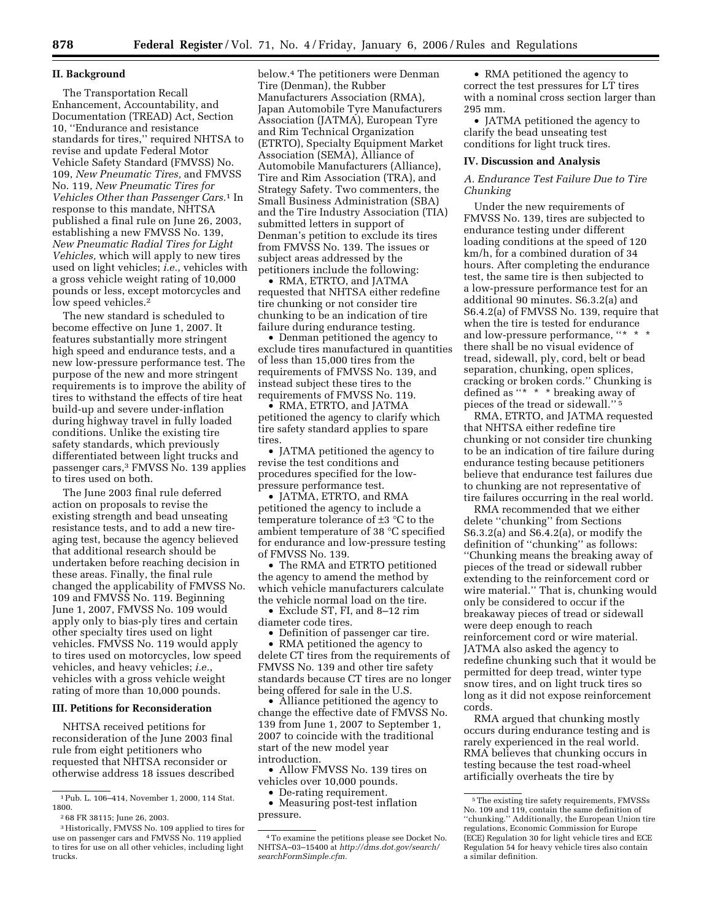## II. Background

The Transportation Recall Enhancement, Accountability, and Documentation (TREAD) Act, Section 10, ''Endurance and resistance standards for tires,'' required NHTSA to revise and update Federal Motor Vehicle Safety Standard (FMVSS) No. 109, *New Pneumatic Tires,* and FMVSS No. 119, *New Pneumatic Tires for Vehicles Other than Passenger Cars.*[1] In response to this mandate, NHTSA published a final rule on June 26, 2003, establishing a new FMVSS No. 139, *New Pneumatic Radial Tires for Light Vehicles,* which will apply to new tires used on light vehicles; *i.e.*, vehicles with a gross vehicle weight rating of 10,000 pounds or less, except motorcycles and low speed vehicles.[2]

The new standard is scheduled to become effective on June 1, 2007. It features substantially more stringent high speed and endurance tests, and a new low-pressure performance test. The purpose of the new and more stringent requirements is to improve the ability of tires to withstand the effects of tire heat build-up and severe under-inflation during highway travel in fully loaded conditions. Unlike the existing tire safety standards, which previously differentiated between light trucks and passenger cars,[3] FMVSS No. 139 applies to tires used on both.

The June 2003 final rule deferred action on proposals to revise the existing strength and bead unseating resistance tests, and to add a new tire-aging test, because the agency believed that additional research should be undertaken before reaching decision in these areas. Finally, the final rule changed the applicability of FMVSS No. 109 and FMVSS No. 119. Beginning June 1, 2007, FMVSS No. 109 would apply only to bias-ply tires and certain other specialty tires used on light vehicles. FMVSS No. 119 would apply to tires used on motorcycles, low speed vehicles, and heavy vehicles; *i.e.*, vehicles with a gross vehicle weight rating of more than 10,000 pounds.

## III. Petitions for Reconsideration

NHTSA received petitions for reconsideration of the June 2003 final rule from eight petitioners who requested that NHTSA reconsider or otherwise address 18 issues described below.[4] The petitioners were Denman Tire (Denman), the Rubber Manufacturers Association (RMA), Japan Automobile Tyre Manufacturers Association (JATMA), European Tyre and Rim Technical Organization (ETRTO), Specialty Equipment Market Association (SEMA), Alliance of Automobile Manufacturers (Alliance), Tire and Rim Association (TRA), and Strategy Safety. Two commenters, the Small Business Administration (SBA) and the Tire Industry Association (TIA) submitted letters in support of Denman's petition to exclude its tires from FMVSS No. 139. The issues or subject areas addressed by the petitioners include the following:

- RMA, ETRTO, and JATMA requested that NHTSA either redefine tire chunking or not consider tire chunking to be an indication of tire failure during endurance testing.
- Denman petitioned the agency to exclude tires manufactured in quantities of less than 15,000 tires from the requirements of FMVSS No. 139, and instead subject these tires to the requirements of FMVSS No. 119.
- RMA, ETRTO, and JATMA petitioned the agency to clarify which tire safety standard applies to spare tires.
- JATMA petitioned the agency to revise the test conditions and procedures specified for the low-pressure performance test.
- JATMA, ETRTO, and RMA petitioned the agency to include a temperature tolerance of ±3 °C to the ambient temperature of 38 °C specified for endurance and low-pressure testing of FMVSS No. 139.
- The RMA and ETRTO petitioned the agency to amend the method by which vehicle manufacturers calculate the vehicle normal load on the tire.
- Exclude ST, FI, and 8–12 rim diameter code tires.
- Definition of passenger car tire.
- RMA petitioned the agency to delete CT tires from the requirements of FMVSS No. 139 and other tire safety standards because CT tires are no longer being offered for sale in the U.S.
- Alliance petitioned the agency to change the effective date of FMVSS No. 139 from June 1, 2007 to September 1, 2007 to coincide with the traditional start of the new model year introduction.
- Allow FMVSS No. 139 tires on vehicles over 10,000 pounds.
- De-rating requirement.
- Measuring post-test inflation pressure.
- RMA petitioned the agency to correct the test pressures for LT tires with a nominal cross section larger than 295 mm.
- JATMA petitioned the agency to clarify the bead unseating test conditions for light truck tires.

## IV. Discussion and Analysis

### *A. Endurance Test Failure Due to Tire Chunking*

Under the new requirements of FMVSS No. 139, tires are subjected to endurance testing under different loading conditions at the speed of 120 km/h, for a combined duration of 34 hours. After completing the endurance test, the same tire is then subjected to a low-pressure performance test for an additional 90 minutes. S6.3.2(a) and S6.4.2(a) of FMVSS No. 139, require that when the tire is tested for endurance and low-pressure performance, ''* * * there shall be no visual evidence of tread, sidewall, ply, cord, belt or bead separation, chunking, open splices, cracking or broken cords.'' Chunking is defined as ''* * * breaking away of pieces of the tread or sidewall.''[5]

RMA, ETRTO, and JATMA requested that NHTSA either redefine tire chunking or not consider tire chunking to be an indication of tire failure during endurance testing because petitioners believe that endurance test failures due to chunking are not representative of tire failures occurring in the real world.

RMA recommended that we either delete ''chunking'' from Sections S6.3.2(a) and S6.4.2(a), or modify the definition of ''chunking'' as follows: ''Chunking means the breaking away of pieces of the tread or sidewall rubber extending to the reinforcement cord or wire material.'' That is, chunking would only be considered to occur if the breakaway pieces of tread or sidewall were deep enough to reach reinforcement cord or wire material. JATMA also asked the agency to redefine chunking such that it would be permitted for deep tread, winter type snow tires, and on light truck tires so long as it did not expose reinforcement cords.

RMA argued that chunking mostly occurs during endurance testing and is rarely experienced in the real world. RMA believes that chunking occurs in testing because the test road-wheel artificially overheats the tire by

---

[1] Pub. L. 106–414, November 1, 2000, 114 Stat. 1800.

[2] 68 FR 38115; June 26, 2003.

[3] Historically, FMVSS No. 109 applied to tires for use on passenger cars and FMVSS No. 119 applied to tires for use on all other vehicles, including light trucks.

[4] To examine the petitions please see Docket No. NHTSA–03–15400 at *http://dms.dot.gov/search/searchFormSimple.cfm.*

[5] The existing tire safety requirements, FMVSSs No. 109 and 119, contain the same definition of ''chunking.'' Additionally, the European Union tire regulations, Economic Commission for Europe (ECE) Regulation 30 for light vehicle tires and ECE Regulation 54 for heavy vehicle tires also contain a similar definition.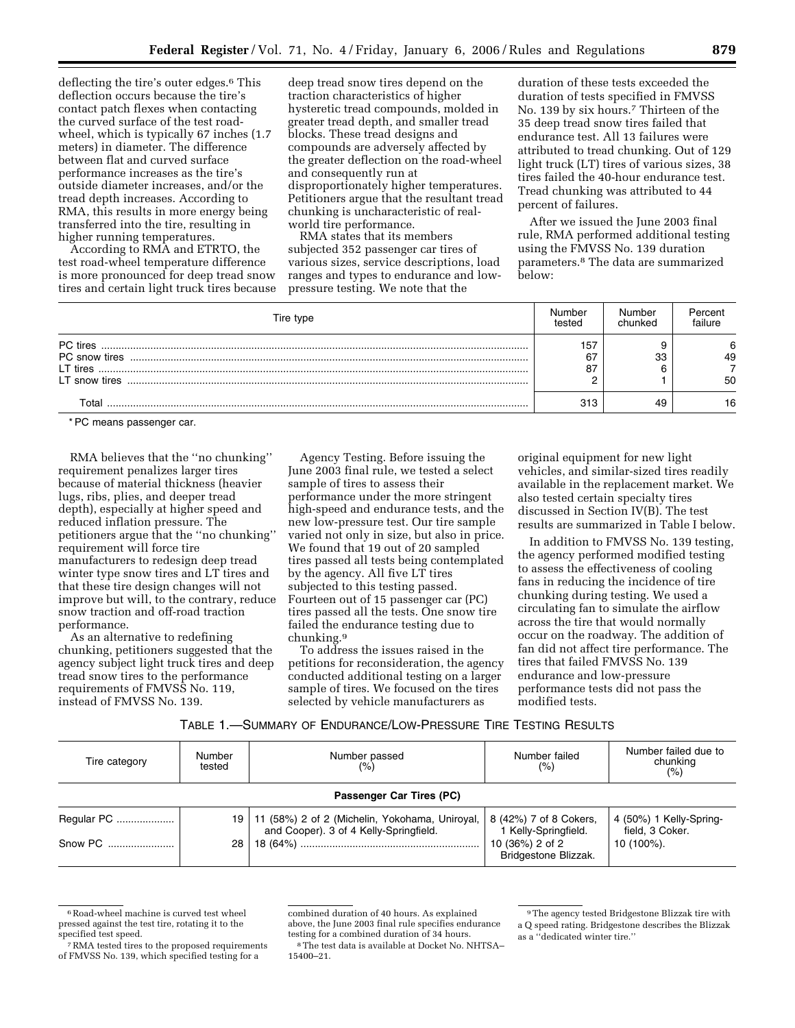deflecting the tire's outer edges.[6] This deflection occurs because the tire's contact patch flexes when contacting the curved surface of the test road-wheel, which is typically 67 inches (1.7 meters) in diameter. The difference between flat and curved surface performance increases as the tire's outside diameter increases, and/or the tread depth increases. According to RMA, this results in more energy being transferred into the tire, resulting in higher running temperatures.

According to RMA and ETRTO, the test road-wheel temperature difference is more pronounced for deep tread snow tires and certain light truck tires because deep tread snow tires depend on the traction characteristics of higher hysteretic tread compounds, molded in greater tread depth, and smaller tread blocks. These tread designs and compounds are adversely affected by the greater deflection on the road-wheel and consequently run at disproportionately higher temperatures. Petitioners argue that the resultant tread chunking is uncharacteristic of real-world tire performance.

RMA states that its members subjected 352 passenger car tires of various sizes, service descriptions, load ranges and types to endurance and low-pressure testing. We note that the duration of these tests exceeded the duration of tests specified in FMVSS No. 139 by six hours.[7] Thirteen of the 35 deep tread snow tires failed that endurance test. All 13 failures were attributed to tread chunking. Out of 129 light truck (LT) tires of various sizes, 38 tires failed the 40-hour endurance test. Tread chunking was attributed to 44 percent of failures.

After we issued the June 2003 final rule, RMA performed additional testing using the FMVSS No. 139 duration parameters.[8] The data are summarized below:

| Tire type | Number tested | Number chunked | Percent failure |
|---|---|---|---|
| PC tires | 157 | 9 | 6 |
| PC snow tires | 67 | 33 | 49 |
| LT tires | 87 | 6 | 7 |
| LT snow tires | 2 | 1 | 50 |
| Total | 313 | 49 | 16 |

* PC means passenger car.

RMA believes that the "no chunking" requirement penalizes larger tires because of material thickness (heavier lugs, ribs, plies, and deeper tread depth), especially at higher speed and reduced inflation pressure. The petitioners argue that the "no chunking" requirement will force tire manufacturers to redesign deep tread winter type snow tires and LT tires and that these tire design changes will not improve but will, to the contrary, reduce snow traction and off-road traction performance.

As an alternative to redefining chunking, petitioners suggested that the agency subject light truck tires and deep tread snow tires to the performance requirements of FMVSS No. 119, instead of FMVSS No. 139.

Agency Testing. Before issuing the June 2003 final rule, we tested a select sample of tires to assess their performance under the more stringent high-speed and endurance tests, and the new low-pressure test. Our tire sample varied not only in size, but also in price. We found that 19 out of 20 sampled tires passed all tests being contemplated by the agency. All five LT tires subjected to this testing passed. Fourteen out of 15 passenger car (PC) tires passed all the tests. One snow tire failed the endurance testing due to chunking.[9]

To address the issues raised in the petitions for reconsideration, the agency conducted additional testing on a larger sample of tires. We focused on the tires selected by vehicle manufacturers as original equipment for new light vehicles, and similar-sized tires readily available in the replacement market. We also tested certain specialty tires discussed in Section IV(B). The test results are summarized in Table I below.

In addition to FMVSS No. 139 testing, the agency performed modified testing to assess the effectiveness of cooling fans in reducing the incidence of tire chunking during testing. We used a circulating fan to simulate the airflow across the tire that would normally occur on the roadway. The addition of fan did not affect tire performance. The tires that failed FMVSS No. 139 endurance and low-pressure performance tests did not pass the modified tests.

TABLE 1.—SUMMARY OF ENDURANCE/LOW-PRESSURE TIRE TESTING RESULTS

| Tire category | Number tested | Number passed (%) | Number failed (%) | Number failed due to chunking (%) |
|---|---|---|---|---|
| **Passenger Car Tires (PC)** | | | | |
| Regular PC | 19 | 11 (58%) 2 of 2 (Michelin, Yokohama, Uniroyal, and Cooper). 3 of 4 Kelly-Springfield. | 8 (42%) 7 of 8 Cokers, 1 Kelly-Springfield. | 4 (50%) 1 Kelly-Springfield, 3 Coker. |
| Snow PC | 28 | 18 (64%) | 10 (36%) 2 of 2 Bridgestone Blizzak. | 10 (100%). |

[6] Road-wheel machine is curved test wheel pressed against the test tire, rotating it to the specified test speed.

[7] RMA tested tires to the proposed requirements of FMVSS No. 139, which specified testing for a combined duration of 40 hours. As explained above, the June 2003 final rule specifies endurance testing for a combined duration of 34 hours.

[8] The test data is available at Docket No. NHTSA–15400–21.

[9] The agency tested Bridgestone Blizzak tire with a Q speed rating. Bridgestone describes the Blizzak as a "dedicated winter tire."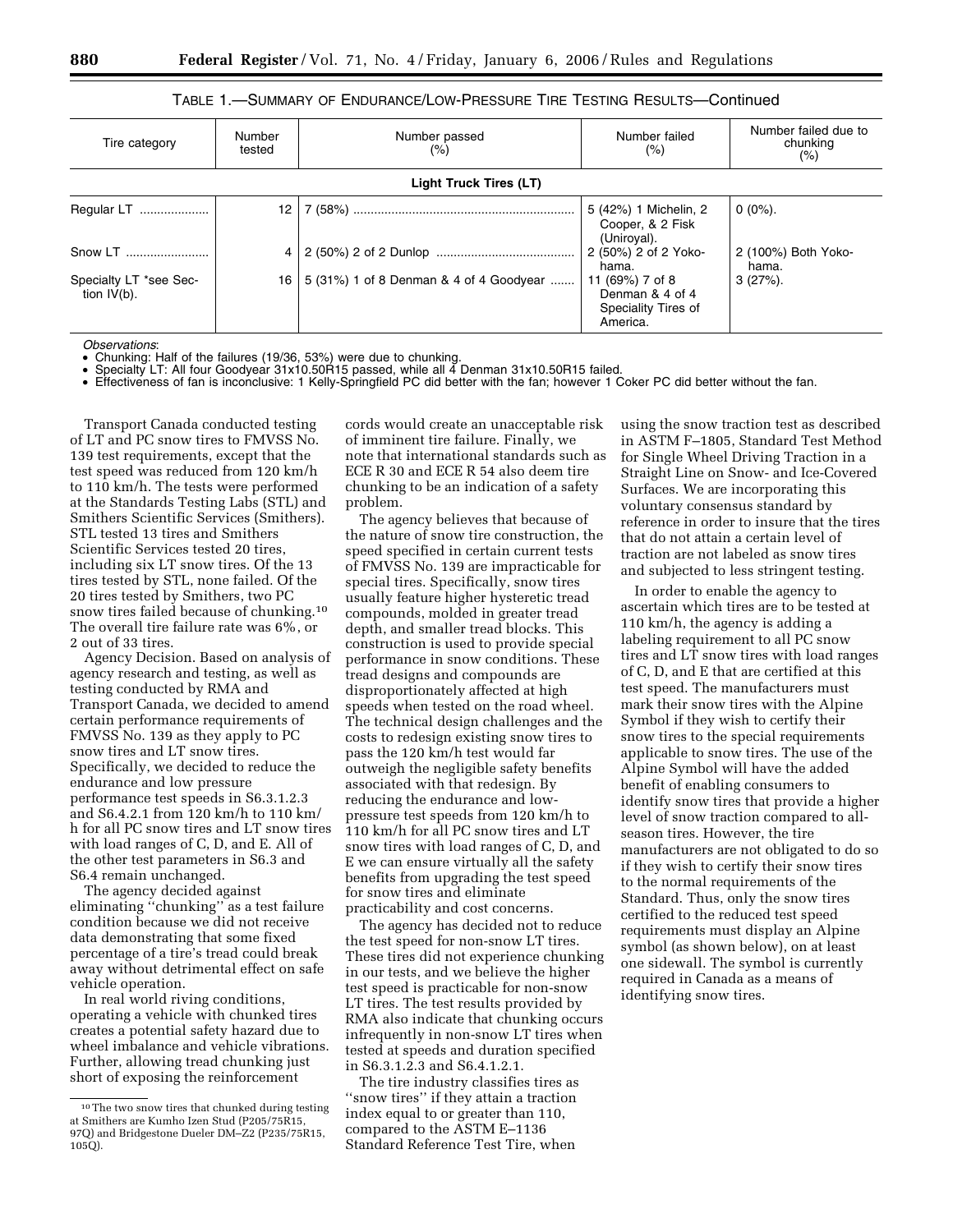TABLE 1.—SUMMARY OF ENDURANCE/LOW-PRESSURE TIRE TESTING RESULTS—Continued

| Tire category | Number tested | Number passed (%) | Number failed (%) | Number failed due to chunking (%) |
|---|---|---|---|---|
| **Light Truck Tires (LT)** | | | | |
| Regular LT | 12 | 7 (58%) | 5 (42%) 1 Michelin, 2 Cooper, & 2 Fisk (Uniroyal). | 0 (0%). |
| Snow LT | 4 | 2 (50%) 2 of 2 Dunlop | 2 (50%) 2 of 2 Yokohama. | 2 (100%) Both Yokohama. |
| Specialty LT *see Section IV(b). | 16 | 5 (31%) 1 of 8 Denman & 4 of 4 Goodyear | 11 (69%) 7 of 8 Denman & 4 of 4 Speciality Tires of America. | 3 (27%). |

*Observations*:
- Chunking: Half of the failures (19/36, 53%) were due to chunking.
- Specialty LT: All four Goodyear 31x10.50R15 passed, while all 4 Denman 31x10.50R15 failed.
- Effectiveness of fan is inconclusive: 1 Kelly-Springfield PC did better with the fan; however 1 Coker PC did better without the fan.

Transport Canada conducted testing of LT and PC snow tires to FMVSS No. 139 test requirements, except that the test speed was reduced from 120 km/h to 110 km/h. The tests were performed at the Standards Testing Labs (STL) and Smithers Scientific Services (Smithers). STL tested 13 tires and Smithers Scientific Services tested 20 tires, including six LT snow tires. Of the 13 tires tested by STL, none failed. Of the 20 tires tested by Smithers, two PC snow tires failed because of chunking.[10] The overall tire failure rate was 6%, or 2 out of 33 tires.

Agency Decision. Based on analysis of agency research and testing, as well as testing conducted by RMA and Transport Canada, we decided to amend certain performance requirements of FMVSS No. 139 as they apply to PC snow tires and LT snow tires. Specifically, we decided to reduce the endurance and low pressure performance test speeds in S6.3.1.2.3 and S6.4.2.1 from 120 km/h to 110 km/h for all PC snow tires and LT snow tires with load ranges of C, D, and E. All of the other test parameters in S6.3 and S6.4 remain unchanged.

The agency decided against eliminating ''chunking'' as a test failure condition because we did not receive data demonstrating that some fixed percentage of a tire's tread could break away without detrimental effect on safe vehicle operation.

In real world riving conditions, operating a vehicle with chunked tires creates a potential safety hazard due to wheel imbalance and vehicle vibrations. Further, allowing tread chunking just short of exposing the reinforcement cords would create an unacceptable risk of imminent tire failure. Finally, we note that international standards such as ECE R 30 and ECE R 54 also deem tire chunking to be an indication of a safety problem.

The agency believes that because of the nature of snow tire construction, the speed specified in certain current tests of FMVSS No. 139 are impracticable for special tires. Specifically, snow tires usually feature higher hysteretic tread compounds, molded in greater tread depth, and smaller tread blocks. This construction is used to provide special performance in snow conditions. These tread designs and compounds are disproportionately affected at high speeds when tested on the road wheel. The technical design challenges and the costs to redesign existing snow tires to pass the 120 km/h test would far outweigh the negligible safety benefits associated with that redesign. By reducing the endurance and low-pressure test speeds from 120 km/h to 110 km/h for all PC snow tires and LT snow tires with load ranges of C, D, and E we can ensure virtually all the safety benefits from upgrading the test speed for snow tires and eliminate practicability and cost concerns.

The agency has decided not to reduce the test speed for non-snow LT tires. These tires did not experience chunking in our tests, and we believe the higher test speed is practicable for non-snow LT tires. The test results provided by RMA also indicate that chunking occurs infrequently in non-snow LT tires when tested at speeds and duration specified in S6.3.1.2.3 and S6.4.1.2.1.

The tire industry classifies tires as ''snow tires'' if they attain a traction index equal to or greater than 110, compared to the ASTM E–1136 Standard Reference Test Tire, when using the snow traction test as described in ASTM F–1805, Standard Test Method for Single Wheel Driving Traction in a Straight Line on Snow- and Ice-Covered Surfaces. We are incorporating this voluntary consensus standard by reference in order to insure that the tires that do not attain a certain level of traction are not labeled as snow tires and subjected to less stringent testing.

In order to enable the agency to ascertain which tires are to be tested at 110 km/h, the agency is adding a labeling requirement to all PC snow tires and LT snow tires with load ranges of C, D, and E that are certified at this test speed. The manufacturers must mark their snow tires with the Alpine Symbol if they wish to certify their snow tires to the special requirements applicable to snow tires. The use of the Alpine Symbol will have the added benefit of enabling consumers to identify snow tires that provide a higher level of snow traction compared to all-season tires. However, the tire manufacturers are not obligated to do so if they wish to certify their snow tires to the normal requirements of the Standard. Thus, only the snow tires certified to the reduced test speed requirements must display an Alpine symbol (as shown below), on at least one sidewall. The symbol is currently required in Canada as a means of identifying snow tires.

[10] The two snow tires that chunked during testing at Smithers are Kumho Izen Stud (P205/75R15, 97Q) and Bridgestone Dueler DM–Z2 (P235/75R15, 105Q).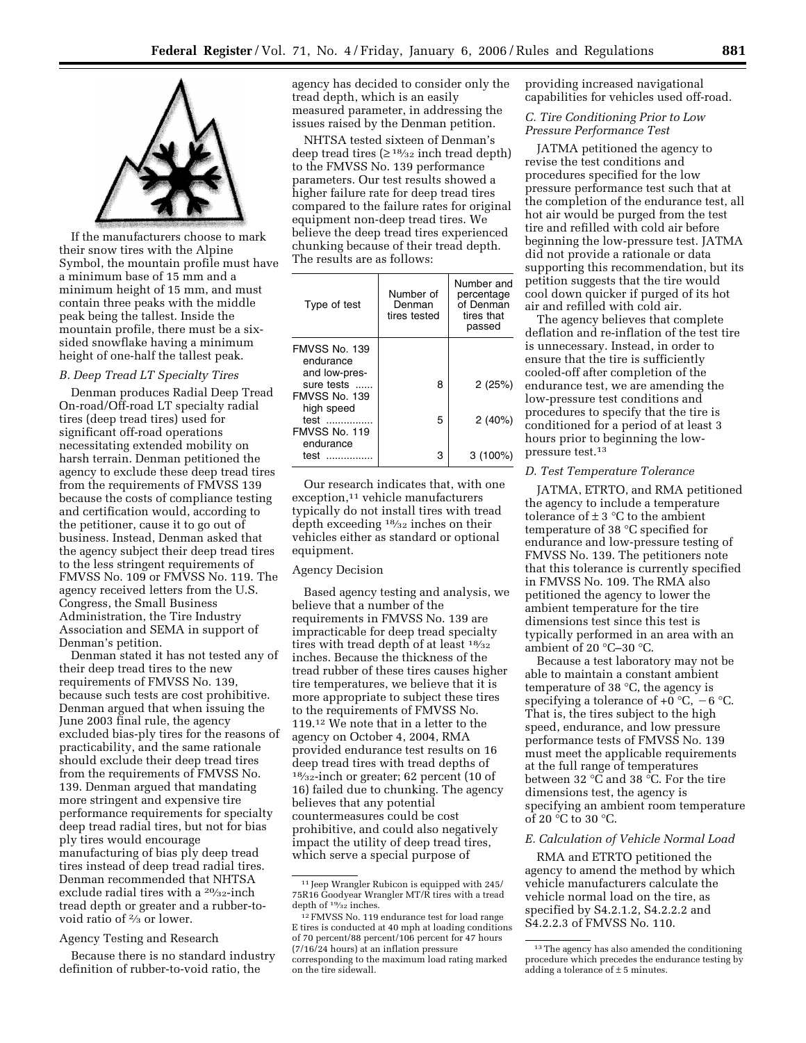If the manufacturers choose to mark their snow tires with the Alpine Symbol, the mountain profile must have a minimum base of 15 mm and a minimum height of 15 mm, and must contain three peaks with the middle peak being the tallest. Inside the mountain profile, there must be a six-sided snowflake having a minimum height of one-half the tallest peak.

*B. Deep Tread LT Specialty Tires*

Denman produces Radial Deep Tread On-road/Off-road LT specialty radial tires (deep tread tires) used for significant off-road operations necessitating extended mobility on harsh terrain. Denman petitioned the agency to exclude these deep tread tires from the requirements of FMVSS 139 because the costs of compliance testing and certification would, according to the petitioner, cause it to go out of business. Instead, Denman asked that the agency subject their deep tread tires to the less stringent requirements of FMVSS No. 109 or FMVSS No. 119. The agency received letters from the U.S. Congress, the Small Business Administration, the Tire Industry Association and SEMA in support of Denman's petition.

Denman stated it has not tested any of their deep tread tires to the new requirements of FMVSS No. 139, because such tests are cost prohibitive. Denman argued that when issuing the June 2003 final rule, the agency excluded bias-ply tires for the reasons of practicability, and the same rationale should exclude their deep tread tires from the requirements of FMVSS No. 139. Denman argued that mandating more stringent and expensive tire performance requirements for specialty deep tread radial tires, but not for bias ply tires would encourage manufacturing of bias ply deep tread tires instead of deep tread radial tires. Denman recommended that NHTSA exclude radial tires with a 20/32-inch tread depth or greater and a rubber-to-void ratio of 2/3 or lower.

Agency Testing and Research

Because there is no standard industry definition of rubber-to-void ratio, the agency has decided to consider only the tread depth, which is an easily measured parameter, in addressing the issues raised by the Denman petition.

NHTSA tested sixteen of Denman's deep tread tires (≥ 18/32 inch tread depth) to the FMVSS No. 139 performance parameters. Our test results showed a higher failure rate for deep tread tires compared to the failure rates for original equipment non-deep tread tires. We believe the deep tread tires experienced chunking because of their tread depth. The results are as follows:

| Type of test | Number of Denman tires tested | Number and percentage of Denman tires that passed |
|---|---|---|
| FMVSS No. 139 endurance and low-pressure tests | 8 | 2 (25%) |
| FMVSS No. 139 high speed test | 5 | 2 (40%) |
| FMVSS No. 119 endurance test | 3 | 3 (100%) |

Our research indicates that, with one exception,[11] vehicle manufacturers typically do not install tires with tread depth exceeding 18/32 inches on their vehicles either as standard or optional equipment.

Agency Decision

Based agency testing and analysis, we believe that a number of the requirements in FMVSS No. 139 are impracticable for deep tread specialty tires with tread depth of at least 18/32 inches. Because the thickness of the tread rubber of these tires causes higher tire temperatures, we believe that it is more appropriate to subject these tires to the requirements of FMVSS No. 119.[12] We note that in a letter to the agency on October 4, 2004, RMA provided endurance test results on 16 deep tread tires with tread depths of 18/32-inch or greater; 62 percent (10 of 16) failed due to chunking. The agency believes that any potential countermeasures could be cost prohibitive, and could also negatively impact the utility of deep tread tires, which serve a special purpose of providing increased navigational capabilities for vehicles used off-road.

*C. Tire Conditioning Prior to Low Pressure Performance Test*

JATMA petitioned the agency to revise the test conditions and procedures specified for the low pressure performance test such that at the completion of the endurance test, all hot air would be purged from the test tire and refilled with cold air before beginning the low-pressure test. JATMA did not provide a rationale or data supporting this recommendation, but its petition suggests that the tire would cool down quicker if purged of its hot air and refilled with cold air.

The agency believes that complete deflation and re-inflation of the test tire is unnecessary. Instead, in order to ensure that the tire is sufficiently cooled-off after completion of the endurance test, we are amending the low-pressure test conditions and procedures to specify that the tire is conditioned for a period of at least 3 hours prior to beginning the low-pressure test.[13]

*D. Test Temperature Tolerance*

JATMA, ETRTO, and RMA petitioned the agency to include a temperature tolerance of ± 3 °C to the ambient temperature of 38 °C specified for endurance and low-pressure testing of FMVSS No. 139. The petitioners note that this tolerance is currently specified in FMVSS No. 109. The RMA also petitioned the agency to lower the ambient temperature for the tire dimensions test since this test is typically performed in an area with an ambient of 20 °C–30 °C.

Because a test laboratory may not be able to maintain a constant ambient temperature of 38 °C, the agency is specifying a tolerance of +0 °C, −6 °C. That is, the tires subject to the high speed, endurance, and low pressure performance tests of FMVSS No. 139 must meet the applicable requirements at the full range of temperatures between 32 °C and 38 °C. For the tire dimensions test, the agency is specifying an ambient room temperature of 20 °C to 30 °C.

*E. Calculation of Vehicle Normal Load*

RMA and ETRTO petitioned the agency to amend the method by which vehicle manufacturers calculate the vehicle normal load on the tire, as specified by S4.2.1.2, S4.2.2.2 and S4.2.2.3 of FMVSS No. 110.

---

[11] Jeep Wrangler Rubicon is equipped with 245/75R16 Goodyear Wrangler MT/R tires with a tread depth of 19/32 inches.

[12] FMVSS No. 119 endurance test for load range E tires is conducted at 40 mph at loading conditions of 70 percent/88 percent/106 percent for 47 hours (7/16/24 hours) at an inflation pressure corresponding to the maximum load rating marked on the tire sidewall.

[13] The agency has also amended the conditioning procedure which precedes the endurance testing by adding a tolerance of ± 5 minutes.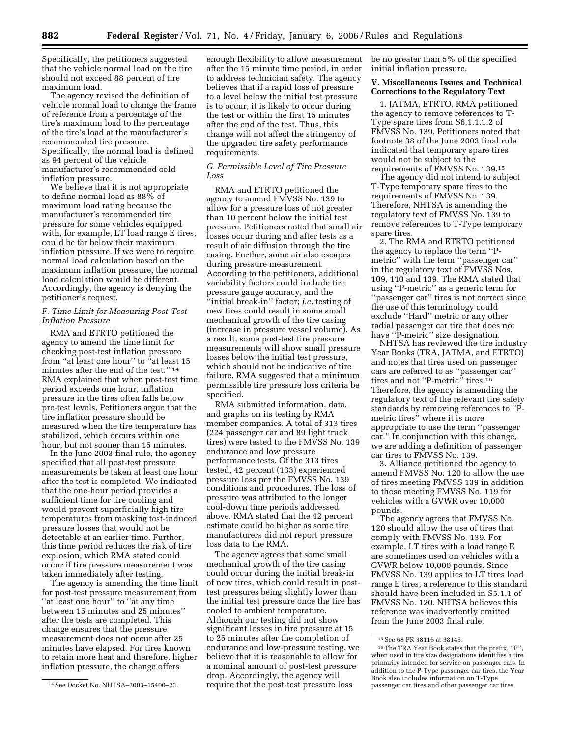Specifically, the petitioners suggested that the vehicle normal load on the tire should not exceed 88 percent of tire maximum load.

The agency revised the definition of vehicle normal load to change the frame of reference from a percentage of the tire's maximum load to the percentage of the tire's load at the manufacturer's recommended tire pressure. Specifically, the normal load is defined as 94 percent of the vehicle manufacturer's recommended cold inflation pressure.

We believe that it is not appropriate to define normal load as 88% of maximum load rating because the manufacturer's recommended tire pressure for some vehicles equipped with, for example, LT load range E tires, could be far below their maximum inflation pressure. If we were to require normal load calculation based on the maximum inflation pressure, the normal load calculation would be different. Accordingly, the agency is denying the petitioner's request.

### *F. Time Limit for Measuring Post-Test Inflation Pressure*

RMA and ETRTO petitioned the agency to amend the time limit for checking post-test inflation pressure from "at least one hour" to "at least 15 minutes after the end of the test." [14] RMA explained that when post-test time period exceeds one hour, inflation pressure in the tires often falls below pre-test levels. Petitioners argue that the tire inflation pressure should be measured when the tire temperature has stabilized, which occurs within one hour, but not sooner than 15 minutes.

In the June 2003 final rule, the agency specified that all post-test pressure measurements be taken at least one hour after the test is completed. We indicated that the one-hour period provides a sufficient time for tire cooling and would prevent superficially high tire temperatures from masking test-induced pressure losses that would not be detectable at an earlier time. Further, this time period reduces the risk of tire explosion, which RMA stated could occur if tire pressure measurement was taken immediately after testing.

The agency is amending the time limit for post-test pressure measurement from "at least one hour" to "at any time between 15 minutes and 25 minutes" after the tests are completed. This change ensures that the pressure measurement does not occur after 25 minutes have elapsed. For tires known to retain more heat and therefore, higher inflation pressure, the change offers enough flexibility to allow measurement after the 15 minute time period, in order to address technician safety. The agency believes that if a rapid loss of pressure to a level below the initial test pressure is to occur, it is likely to occur during the test or within the first 15 minutes after the end of the test. Thus, this change will not affect the stringency of the upgraded tire safety performance requirements.

### *G. Permissible Level of Tire Pressure Loss*

RMA and ETRTO petitioned the agency to amend FMVSS No. 139 to allow for a pressure loss of not greater than 10 percent below the initial test pressure. Petitioners noted that small air losses occur during and after tests as a result of air diffusion through the tire casing. Further, some air also escapes during pressure measurement. According to the petitioners, additional variability factors could include tire pressure gauge accuracy, and the "initial break-in" factor; *i.e.* testing of new tires could result in some small mechanical growth of the tire casing (increase in pressure vessel volume). As a result, some post-test tire pressure measurements will show small pressure losses below the initial test pressure, which should not be indicative of tire failure. RMA suggested that a minimum permissible tire pressure loss criteria be specified.

RMA submitted information, data, and graphs on its testing by RMA member companies. A total of 313 tires (224 passenger car and 89 light truck tires) were tested to the FMVSS No. 139 endurance and low pressure performance tests. Of the 313 tires tested, 42 percent (133) experienced pressure loss per the FMVSS No. 139 conditions and procedures. The loss of pressure was attributed to the longer cool-down time periods addressed above. RMA stated that the 42 percent estimate could be higher as some tire manufacturers did not report pressure loss data to the RMA.

The agency agrees that some small mechanical growth of the tire casing could occur during the initial break-in of new tires, which could result in post-test pressures being slightly lower than the initial test pressure once the tire has cooled to ambient temperature. Although our testing did not show significant losses in tire pressure at 15 to 25 minutes after the completion of endurance and low-pressure testing, we believe that it is reasonable to allow for a nominal amount of post-test pressure drop. Accordingly, the agency will require that the post-test pressure loss be no greater than 5% of the specified initial inflation pressure.

## V. Miscellaneous Issues and Technical Corrections to the Regulatory Text

1. JATMA, ETRTO, RMA petitioned the agency to remove references to T-Type spare tires from S6.1.1.1.2 of FMVSS No. 139. Petitioners noted that footnote 38 of the June 2003 final rule indicated that temporary spare tires would not be subject to the requirements of FMVSS No. 139.[15]

The agency did not intend to subject T-Type temporary spare tires to the requirements of FMVSS No. 139. Therefore, NHTSA is amending the regulatory text of FMVSS No. 139 to remove references to T-Type temporary spare tires.

2. The RMA and ETRTO petitioned the agency to replace the term "P-metric" with the term "passenger car" in the regulatory text of FMVSS Nos. 109, 110 and 139. The RMA stated that using "P-metric" as a generic term for "passenger car" tires is not correct since the use of this terminology could exclude "Hard" metric or any other radial passenger car tire that does not have "P-metric" size designation.

NHTSA has reviewed the tire industry Year Books (TRA, JATMA, and ETRTO) and notes that tires used on passenger cars are referred to as "passenger car" tires and not "P-metric" tires.[16] Therefore, the agency is amending the regulatory text of the relevant tire safety standards by removing references to "P-metric tires" where it is more appropriate to use the term "passenger car." In conjunction with this change, we are adding a definition of passenger car tires to FMVSS No. 139.

3. Alliance petitioned the agency to amend FMVSS No. 120 to allow the use of tires meeting FMVSS 139 in addition to those meeting FMVSS No. 119 for vehicles with a GVWR over 10,000 pounds.

The agency agrees that FMVSS No. 120 should allow the use of tires that comply with FMVSS No. 139. For example, LT tires with a load range E are sometimes used on vehicles with a GVWR below 10,000 pounds. Since FMVSS No. 139 applies to LT tires load range E tires, a reference to this standard should have been included in S5.1.1 of FMVSS No. 120. NHTSA believes this reference was inadvertently omitted from the June 2003 final rule.

---

[14] See Docket No. NHTSA–2003–15400–23.

[15] See 68 FR 38116 at 38145.

[16] The TRA Year Book states that the prefix, "P", when used in tire size designations identifies a tire primarily intended for service on passenger cars. In addition to the P-Type passenger car tires, the Year Book also includes information on T-Type passenger car tires and other passenger car tires.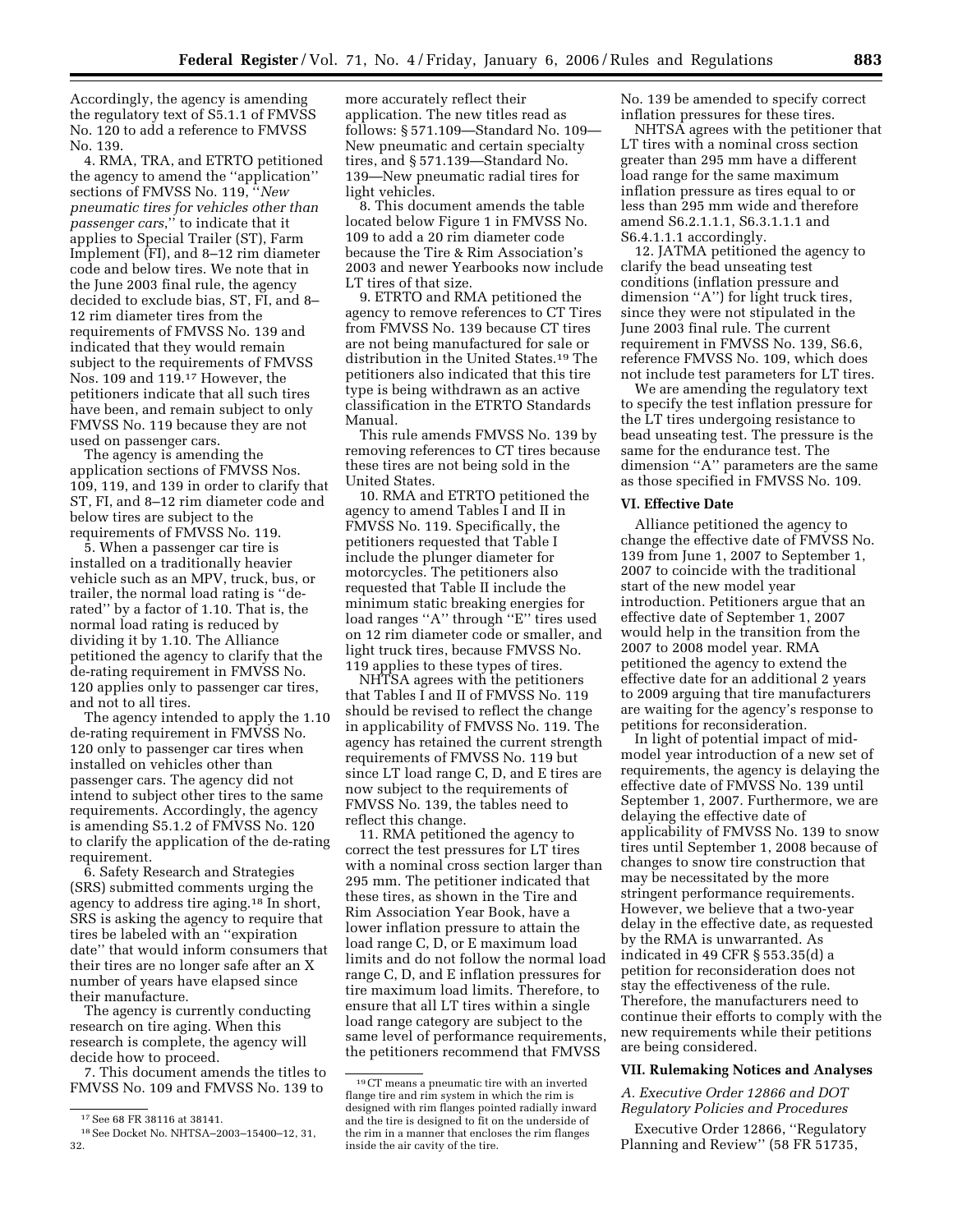Accordingly, the agency is amending the regulatory text of S5.1.1 of FMVSS No. 120 to add a reference to FMVSS No. 139.

4. RMA, TRA, and ETRTO petitioned the agency to amend the ''application'' sections of FMVSS No. 119, ''*New pneumatic tires for vehicles other than passenger cars*,'' to indicate that it applies to Special Trailer (ST), Farm Implement (FI), and 8–12 rim diameter code and below tires. We note that in the June 2003 final rule, the agency decided to exclude bias, ST, FI, and 8–12 rim diameter tires from the requirements of FMVSS No. 139 and indicated that they would remain subject to the requirements of FMVSS Nos. 109 and 119.[17] However, the petitioners indicate that all such tires have been, and remain subject to only FMVSS No. 119 because they are not used on passenger cars.

The agency is amending the application sections of FMVSS Nos. 109, 119, and 139 in order to clarify that ST, FI, and 8–12 rim diameter code and below tires are subject to the requirements of FMVSS No. 119.

5. When a passenger car tire is installed on a traditionally heavier vehicle such as an MPV, truck, bus, or trailer, the normal load rating is ''de-rated'' by a factor of 1.10. That is, the normal load rating is reduced by dividing it by 1.10. The Alliance petitioned the agency to clarify that the de-rating requirement in FMVSS No. 120 applies only to passenger car tires, and not to all tires.

The agency intended to apply the 1.10 de-rating requirement in FMVSS No. 120 only to passenger car tires when installed on vehicles other than passenger cars. The agency did not intend to subject other tires to the same requirements. Accordingly, the agency is amending S5.1.2 of FMVSS No. 120 to clarify the application of the de-rating requirement.

6. Safety Research and Strategies (SRS) submitted comments urging the agency to address tire aging.[18] In short, SRS is asking the agency to require that tires be labeled with an ''expiration date'' that would inform consumers that their tires are no longer safe after an X number of years have elapsed since their manufacture.

The agency is currently conducting research on tire aging. When this research is complete, the agency will decide how to proceed.

7. This document amends the titles to FMVSS No. 109 and FMVSS No. 139 to more accurately reflect their application. The new titles read as follows: § 571.109—Standard No. 109—New pneumatic and certain specialty tires, and § 571.139—Standard No. 139—New pneumatic radial tires for light vehicles.

8. This document amends the table located below Figure 1 in FMVSS No. 109 to add a 20 rim diameter code because the Tire & Rim Association's 2003 and newer Yearbooks now include LT tires of that size.

9. ETRTO and RMA petitioned the agency to remove references to CT Tires from FMVSS No. 139 because CT tires are not being manufactured for sale or distribution in the United States.[19] The petitioners also indicated that this tire type is being withdrawn as an active classification in the ETRTO Standards Manual.

This rule amends FMVSS No. 139 by removing references to CT tires because these tires are not being sold in the United States.

10. RMA and ETRTO petitioned the agency to amend Tables I and II in FMVSS No. 119. Specifically, the petitioners requested that Table I include the plunger diameter for motorcycles. The petitioners also requested that Table II include the minimum static breaking energies for load ranges ''A'' through ''E'' tires used on 12 rim diameter code or smaller, and light truck tires, because FMVSS No. 119 applies to these types of tires.

NHTSA agrees with the petitioners that Tables I and II of FMVSS No. 119 should be revised to reflect the change in applicability of FMVSS No. 119. The agency has retained the current strength requirements of FMVSS No. 119 but since LT load range C, D, and E tires are now subject to the requirements of FMVSS No. 139, the tables need to reflect this change.

11. RMA petitioned the agency to correct the test pressures for LT tires with a nominal cross section larger than 295 mm. The petitioner indicated that these tires, as shown in the Tire and Rim Association Year Book, have a lower inflation pressure to attain the load range C, D, or E maximum load limits and do not follow the normal load range C, D, and E inflation pressures for tire maximum load limits. Therefore, to ensure that all LT tires within a single load range category are subject to the same level of performance requirements, the petitioners recommend that FMVSS No. 139 be amended to specify correct inflation pressures for these tires.

NHTSA agrees with the petitioner that LT tires with a nominal cross section greater than 295 mm have a different load range for the same maximum inflation pressure as tires equal to or less than 295 mm wide and therefore amend S6.2.1.1.1, S6.3.1.1.1 and S6.4.1.1.1 accordingly.

12. JATMA petitioned the agency to clarify the bead unseating test conditions (inflation pressure and dimension ''A'') for light truck tires, since they were not stipulated in the June 2003 final rule. The current requirement in FMVSS No. 139, S6.6, reference FMVSS No. 109, which does not include test parameters for LT tires.

We are amending the regulatory text to specify the test inflation pressure for the LT tires undergoing resistance to bead unseating test. The pressure is the same for the endurance test. The dimension ''A'' parameters are the same as those specified in FMVSS No. 109.

## VI. Effective Date

Alliance petitioned the agency to change the effective date of FMVSS No. 139 from June 1, 2007 to September 1, 2007 to coincide with the traditional start of the new model year introduction. Petitioners argue that an effective date of September 1, 2007 would help in the transition from the 2007 to 2008 model year. RMA petitioned the agency to extend the effective date for an additional 2 years to 2009 arguing that tire manufacturers are waiting for the agency's response to petitions for reconsideration.

In light of potential impact of mid-model year introduction of a new set of requirements, the agency is delaying the effective date of FMVSS No. 139 until September 1, 2007. Furthermore, we are delaying the effective date of applicability of FMVSS No. 139 to snow tires until September 1, 2008 because of changes to snow tire construction that may be necessitated by the more stringent performance requirements. However, we believe that a two-year delay in the effective date, as requested by the RMA is unwarranted. As indicated in 49 CFR § 553.35(d) a petition for reconsideration does not stay the effectiveness of the rule. Therefore, the manufacturers need to continue their efforts to comply with the new requirements while their petitions are being considered.

## VII. Rulemaking Notices and Analyses

### *A. Executive Order 12866 and DOT Regulatory Policies and Procedures*

Executive Order 12866, ''Regulatory Planning and Review'' (58 FR 51735,

---

[17] See 68 FR 38116 at 38141.

[18] See Docket No. NHTSA–2003–15400–12, 31, 32.

[19] CT means a pneumatic tire with an inverted flange tire and rim system in which the rim is designed with rim flanges pointed radially inward and the tire is designed to fit on the underside of the rim in a manner that encloses the rim flanges inside the air cavity of the tire.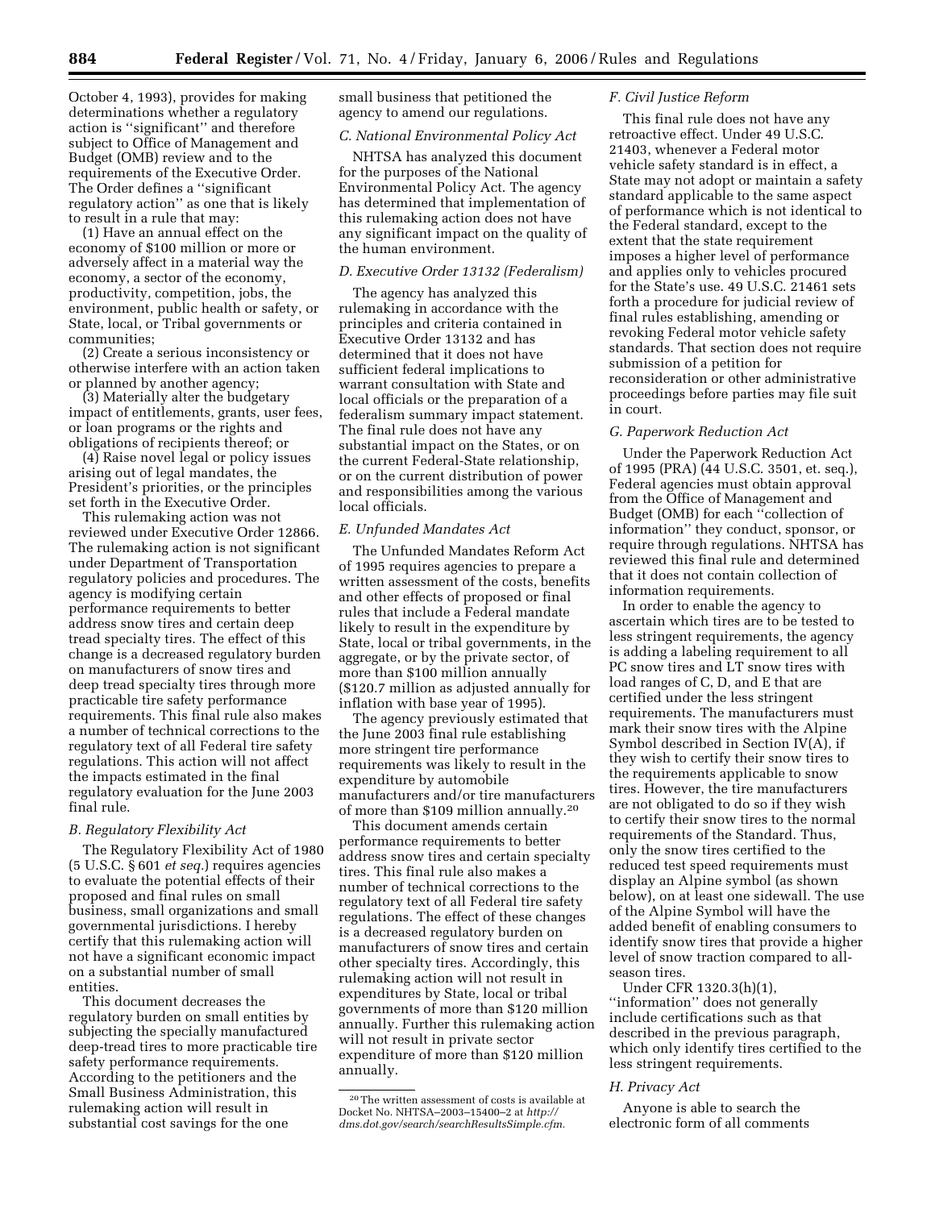October 4, 1993), provides for making determinations whether a regulatory action is ''significant'' and therefore subject to Office of Management and Budget (OMB) review and to the requirements of the Executive Order. The Order defines a ''significant regulatory action'' as one that is likely to result in a rule that may:

(1) Have an annual effect on the economy of $100 million or more or adversely affect in a material way the economy, a sector of the economy, productivity, competition, jobs, the environment, public health or safety, or State, local, or Tribal governments or communities;

(2) Create a serious inconsistency or otherwise interfere with an action taken or planned by another agency;

(3) Materially alter the budgetary impact of entitlements, grants, user fees, or loan programs or the rights and obligations of recipients thereof; or

(4) Raise novel legal or policy issues arising out of legal mandates, the President's priorities, or the principles set forth in the Executive Order.

This rulemaking action was not reviewed under Executive Order 12866. The rulemaking action is not significant under Department of Transportation regulatory policies and procedures. The agency is modifying certain performance requirements to better address snow tires and certain deep tread specialty tires. The effect of this change is a decreased regulatory burden on manufacturers of snow tires and deep tread specialty tires through more practicable tire safety performance requirements. This final rule also makes a number of technical corrections to the regulatory text of all Federal tire safety regulations. This action will not affect the impacts estimated in the final regulatory evaluation for the June 2003 final rule.

### *B. Regulatory Flexibility Act*

The Regulatory Flexibility Act of 1980 (5 U.S.C. § 601 *et seq.*) requires agencies to evaluate the potential effects of their proposed and final rules on small business, small organizations and small governmental jurisdictions. I hereby certify that this rulemaking action will not have a significant economic impact on a substantial number of small entities.

This document decreases the regulatory burden on small entities by subjecting the specially manufactured deep-tread tires to more practicable tire safety performance requirements. According to the petitioners and the Small Business Administration, this rulemaking action will result in substantial cost savings for the one small business that petitioned the agency to amend our regulations.

### *C. National Environmental Policy Act*

NHTSA has analyzed this document for the purposes of the National Environmental Policy Act. The agency has determined that implementation of this rulemaking action does not have any significant impact on the quality of the human environment.

### *D. Executive Order 13132 (Federalism)*

The agency has analyzed this rulemaking in accordance with the principles and criteria contained in Executive Order 13132 and has determined that it does not have sufficient federal implications to warrant consultation with State and local officials or the preparation of a federalism summary impact statement. The final rule does not have any substantial impact on the States, or on the current Federal-State relationship, or on the current distribution of power and responsibilities among the various local officials.

### *E. Unfunded Mandates Act*

The Unfunded Mandates Reform Act of 1995 requires agencies to prepare a written assessment of the costs, benefits and other effects of proposed or final rules that include a Federal mandate likely to result in the expenditure by State, local or tribal governments, in the aggregate, or by the private sector, of more than $100 million annually ($120.7 million as adjusted annually for inflation with base year of 1995).

The agency previously estimated that the June 2003 final rule establishing more stringent tire performance requirements was likely to result in the expenditure by automobile manufacturers and/or tire manufacturers of more than $109 million annually.[20]

This document amends certain performance requirements to better address snow tires and certain specialty tires. This final rule also makes a number of technical corrections to the regulatory text of all Federal tire safety regulations. The effect of these changes is a decreased regulatory burden on manufacturers of snow tires and certain other specialty tires. Accordingly, this rulemaking action will not result in expenditures by State, local or tribal governments of more than $120 million annually. Further this rulemaking action will not result in private sector expenditure of more than $120 million annually.

[20] The written assessment of costs is available at Docket No. NHTSA–2003–15400–2 at *http://dms.dot.gov/search/searchResultsSimple.cfm.*

### *F. Civil Justice Reform*

This final rule does not have any retroactive effect. Under 49 U.S.C. 21403, whenever a Federal motor vehicle safety standard is in effect, a State may not adopt or maintain a safety standard applicable to the same aspect of performance which is not identical to the Federal standard, except to the extent that the state requirement imposes a higher level of performance and applies only to vehicles procured for the State's use. 49 U.S.C. 21461 sets forth a procedure for judicial review of final rules establishing, amending or revoking Federal motor vehicle safety standards. That section does not require submission of a petition for reconsideration or other administrative proceedings before parties may file suit in court.

### *G. Paperwork Reduction Act*

Under the Paperwork Reduction Act of 1995 (PRA) (44 U.S.C. 3501, et. seq.), Federal agencies must obtain approval from the Office of Management and Budget (OMB) for each ''collection of information'' they conduct, sponsor, or require through regulations. NHTSA has reviewed this final rule and determined that it does not contain collection of information requirements.

In order to enable the agency to ascertain which tires are to be tested to less stringent requirements, the agency is adding a labeling requirement to all PC snow tires and LT snow tires with load ranges of C, D, and E that are certified under the less stringent requirements. The manufacturers must mark their snow tires with the Alpine Symbol described in Section IV(A), if they wish to certify their snow tires to the requirements applicable to snow tires. However, the tire manufacturers are not obligated to do so if they wish to certify their snow tires to the normal requirements of the Standard. Thus, only the snow tires certified to the reduced test speed requirements must display an Alpine symbol (as shown below), on at least one sidewall. The use of the Alpine Symbol will have the added benefit of enabling consumers to identify snow tires that provide a higher level of snow traction compared to all-season tires.

Under CFR 1320.3(h)(1), ''information'' does not generally include certifications such as that described in the previous paragraph, which only identify tires certified to the less stringent requirements.

### *H. Privacy Act*

Anyone is able to search the electronic form of all comments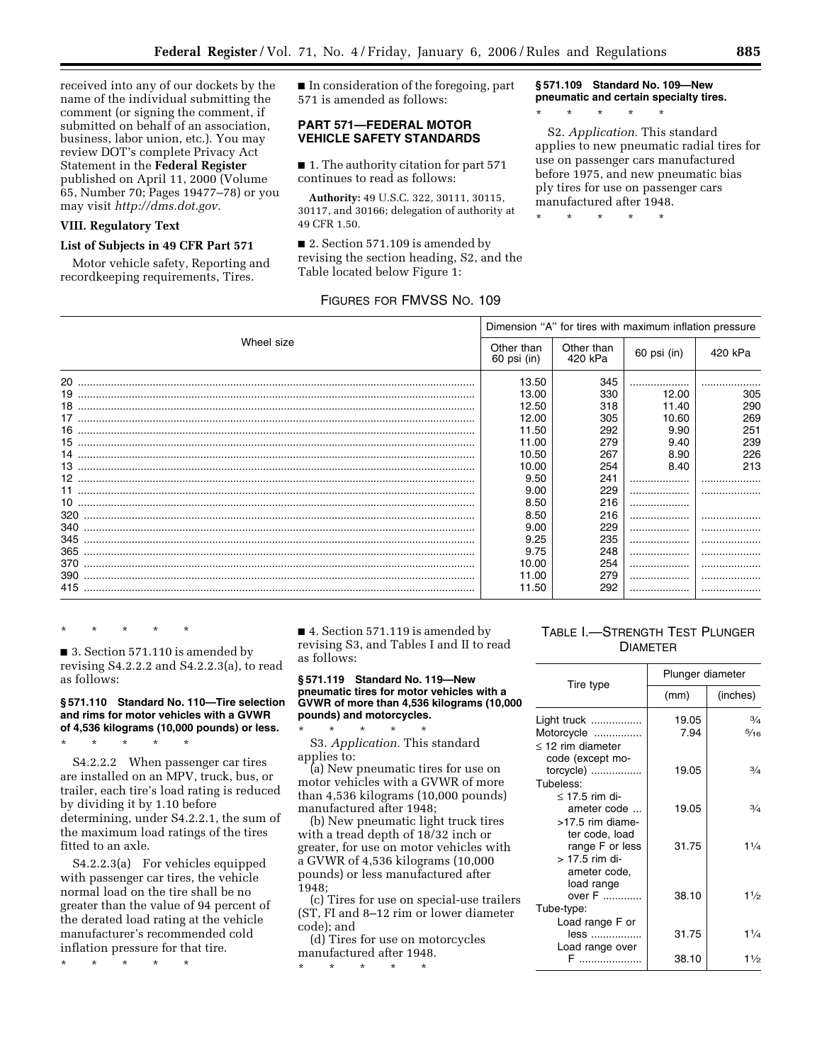received into any of our dockets by the name of the individual submitting the comment (or signing the comment, if submitted on behalf of an association, business, labor union, etc.). You may review DOT's complete Privacy Act Statement in the **Federal Register** published on April 11, 2000 (Volume 65, Number 70; Pages 19477–78) or you may visit *http://dms.dot.gov.*

### VIII. Regulatory Text

### List of Subjects in 49 CFR Part 571

Motor vehicle safety, Reporting and recordkeeping requirements, Tires.

■ In consideration of the foregoing, part 571 is amended as follows:

## PART 571—FEDERAL MOTOR VEHICLE SAFETY STANDARDS

■ 1. The authority citation for part 571 continues to read as follows:

**Authority:** 49 U.S.C. 322, 30111, 30115, 30117, and 30166; delegation of authority at 49 CFR 1.50.

■ 2. Section 571.109 is amended by revising the section heading, S2, and the Table located below Figure 1:

### § 571.109 Standard No. 109—New pneumatic and certain specialty tires.

\* \* \* \* \*

S2. *Application.* This standard applies to new pneumatic radial tires for use on passenger cars manufactured before 1975, and new pneumatic bias ply tires for use on passenger cars manufactured after 1948.

\* \* \* \* \*

FIGURES FOR FMVSS NO. 109

| Wheel size | Dimension "A" for tires with maximum inflation pressure | | | |
|---|---|---|---|---|
| | Other than 60 psi (in) | Other than 420 kPa | 60 psi (in) | 420 kPa |
| 20 | 13.50 | 345 | | |
| 19 | 13.00 | 330 | 12.00 | 305 |
| 18 | 12.50 | 318 | 11.40 | 290 |
| 17 | 12.00 | 305 | 10.60 | 269 |
| 16 | 11.50 | 292 | 9.90 | 251 |
| 15 | 11.00 | 279 | 9.40 | 239 |
| 14 | 10.50 | 267 | 8.90 | 226 |
| 13 | 10.00 | 254 | 8.40 | 213 |
| 12 | 9.50 | 241 | | |
| 11 | 9.00 | 229 | | |
| 10 | 8.50 | 216 | | |
| 320 | 8.50 | 216 | | |
| 340 | 9.00 | 229 | | |
| 345 | 9.25 | 235 | | |
| 365 | 9.75 | 248 | | |
| 370 | 10.00 | 254 | | |
| 390 | 11.00 | 279 | | |
| 415 | 11.50 | 292 | | |

\* \* \* \* \*

■ 3. Section 571.110 is amended by revising S4.2.2.2 and S4.2.2.3(a), to read as follows:

### § 571.110 Standard No. 110—Tire selection and rims for motor vehicles with a GVWR of 4,536 kilograms (10,000 pounds) or less.

\* \* \* \* \*

S4.2.2.2 When passenger car tires are installed on an MPV, truck, bus, or trailer, each tire's load rating is reduced by dividing it by 1.10 before determining, under S4.2.2.1, the sum of the maximum load ratings of the tires fitted to an axle.

S4.2.2.3(a) For vehicles equipped with passenger car tires, the vehicle normal load on the tire shall be no greater than the value of 94 percent of the derated load rating at the vehicle manufacturer's recommended cold inflation pressure for that tire.

\* \* \* \* \*

■ 4. Section 571.119 is amended by revising S3, and Tables I and II to read as follows:

### § 571.119 Standard No. 119—New pneumatic tires for motor vehicles with a GVWR of more than 4,536 kilograms (10,000 pounds) and motorcycles.

\* \* \* \* \*

S3. *Application.* This standard applies to:

(a) New pneumatic tires for use on motor vehicles with a GVWR of more than 4,536 kilograms (10,000 pounds) manufactured after 1948;

(b) New pneumatic light truck tires with a tread depth of 18/32 inch or greater, for use on motor vehicles with a GVWR of 4,536 kilograms (10,000 pounds) or less manufactured after 1948;

(c) Tires for use on special-use trailers (ST, FI and 8–12 rim or lower diameter code); and

(d) Tires for use on motorcycles manufactured after 1948.

\* \* \* \* \*

TABLE I.—STRENGTH TEST PLUNGER DIAMETER

| Tire type | Plunger diameter | |
|---|---|---|
| | (mm) | (inches) |
| Light truck | 19.05 | 3/4 |
| Motorcycle | 7.94 | 5/16 |
| ≤ 12 rim diameter code (except motorcycle) | 19.05 | 3/4 |
| Tubeless: | | |
| ≤ 17.5 rim diameter code | 19.05 | 3/4 |
| >17.5 rim diameter code, load range F or less | 31.75 | 1 1/4 |
| > 17.5 rim diameter code, load range over F | 38.10 | 1 1/2 |
| Tube-type: | | |
| Load range F or less | 31.75 | 1 1/4 |
| Load range over F | 38.10 | 1 1/2 |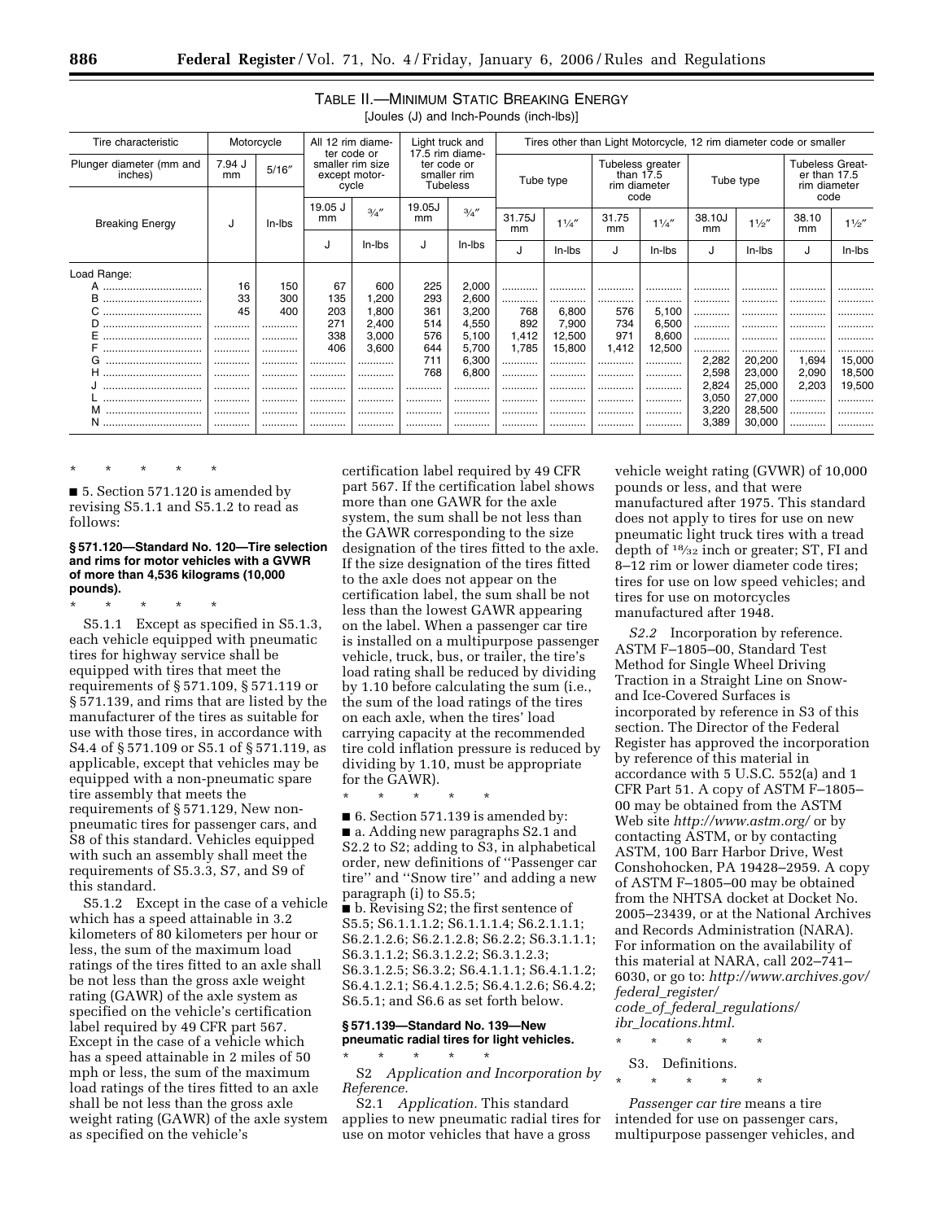TABLE II.—MINIMUM STATIC BREAKING ENERGY

[Joules (J) and Inch-Pounds (inch-lbs)]

| Tire characteristic | Motorcycle | | All 12 rim diameter code or smaller rim size except motorcycle | | Light truck and 17.5 rim diameter code or smaller rim Tubeless | | Tires other than Light Motorcycle, 12 rim diameter code or smaller | | | | | | | |
|---|---|---|---|---|---|---|---|---|---|---|---|---|---|---|
| Plunger diameter (mm and inches) | 7.94 J mm | 5/16″ | | | | | Tube type | | Tubeless greater than 17.5 rim diameter code | | Tube type | | Tubeless Greater than 17.5 rim diameter code | |
| Breaking Energy | J | In-lbs | 19.05 J mm | 3/4″ | 19.05J mm | 3/4″ | 31.75J mm | 1 1/4″ | 31.75 mm | 1 1/4″ | 38.10J mm | 1 1/2″ | 38.10 mm | 1 1/2″ |
| | | | J | In-lbs | J | In-lbs | J | In-lbs | J | In-lbs | J | In-lbs | J | In-lbs |
| Load Range: | | | | | | | | | | | | | | |
| A | 16 | 150 | 67 | 600 | 225 | 2,000 | ............ | ............ | ............ | ............ | ............ | ............ | ............ | ............ |
| B | 33 | 300 | 135 | 1,200 | 293 | 2,600 | ............ | ............ | ............ | ............ | ............ | ............ | ............ | ............ |
| C | 45 | 400 | 203 | 1,800 | 361 | 3,200 | 768 | 6,800 | 576 | 5,100 | ............ | ............ | ............ | ............ |
| D | ............ | ............ | 271 | 2,400 | 514 | 4,550 | 892 | 7,900 | 734 | 6,500 | ............ | ............ | ............ | ............ |
| E | ............ | ............ | 338 | 3,000 | 576 | 5,100 | 1,412 | 12,500 | 971 | 8,600 | ............ | ............ | ............ | ............ |
| F | ............ | ............ | 406 | 3,600 | 644 | 5,700 | 1,785 | 15,800 | 1,412 | 12,500 | ............ | ............ | ............ | ............ |
| G | ............ | ............ | ............ | ............ | 711 | 6,300 | ............ | ............ | ............ | ............ | 2,282 | 20,200 | 1,694 | 15,000 |
| H | ............ | ............ | ............ | ............ | 768 | 6,800 | ............ | ............ | ............ | ............ | 2,598 | 23,000 | 2,090 | 18,500 |
| J | ............ | ............ | ............ | ............ | ............ | ............ | ............ | ............ | ............ | ............ | 2,824 | 25,000 | 2,203 | 19,500 |
| L | ............ | ............ | ............ | ............ | ............ | ............ | ............ | ............ | ............ | ............ | 3,050 | 27,000 | ............ | ............ |
| M | ............ | ............ | ............ | ............ | ............ | ............ | ............ | ............ | ............ | ............ | 3,220 | 28,500 | ............ | ............ |
| N | ............ | ............ | ............ | ............ | ............ | ............ | ............ | ............ | ............ | ............ | 3,389 | 30,000 | ............ | ............ |

\* \* \* \* \*

■ 5. Section 571.120 is amended by revising S5.1.1 and S5.1.2 to read as follows:

**§ 571.120—Standard No. 120—Tire selection and rims for motor vehicles with a GVWR of more than 4,536 kilograms (10,000 pounds).**

\* \* \* \* \*

S5.1.1 Except as specified in S5.1.3, each vehicle equipped with pneumatic tires for highway service shall be equipped with tires that meet the requirements of § 571.109, § 571.119 or § 571.139, and rims that are listed by the manufacturer of the tires as suitable for use with those tires, in accordance with S4.4 of § 571.109 or S5.1 of § 571.119, as applicable, except that vehicles may be equipped with a non-pneumatic spare tire assembly that meets the requirements of § 571.129, New non-pneumatic tires for passenger cars, and S8 of this standard. Vehicles equipped with such an assembly shall meet the requirements of S5.3.3, S7, and S9 of this standard.

S5.1.2 Except in the case of a vehicle which has a speed attainable in 3.2 kilometers of 80 kilometers per hour or less, the sum of the maximum load ratings of the tires fitted to an axle shall be not less than the gross axle weight rating (GAWR) of the axle system as specified on the vehicle's certification label required by 49 CFR part 567. Except in the case of a vehicle which has a speed attainable in 2 miles of 50 mph or less, the sum of the maximum load ratings of the tires fitted to an axle shall be not less than the gross axle weight rating (GAWR) of the axle system as specified on the vehicle's certification label required by 49 CFR part 567. If the certification label shows more than one GAWR for the axle system, the sum shall be not less than the GAWR corresponding to the size designation of the tires fitted to the axle. If the size designation of the tires fitted to the axle does not appear on the certification label, the sum shall be not less than the lowest GAWR appearing on the label. When a passenger car tire is installed on a multipurpose passenger vehicle, truck, bus, or trailer, the tire's load rating shall be reduced by dividing by 1.10 before calculating the sum (i.e., the sum of the load ratings of the tires on each axle, when the tires' load carrying capacity at the recommended tire cold inflation pressure is reduced by dividing by 1.10, must be appropriate for the GAWR).

\* \* \* \* \*

■ 6. Section 571.139 is amended by:

■ a. Adding new paragraphs S2.1 and S2.2 to S2; adding to S3, in alphabetical order, new definitions of ''Passenger car tire'' and ''Snow tire'' and adding a new paragraph (i) to S5.5;

■ b. Revising S2; the first sentence of S5.5; S6.1.1.1.2; S6.1.1.1.4; S6.2.1.1.1; S6.2.1.2.6; S6.2.1.2.8; S6.2.2; S6.3.1.1.1; S6.3.1.1.2; S6.3.1.2.2; S6.3.1.2.3; S6.3.1.2.5; S6.3.2; S6.4.1.1.1; S6.4.1.1.2; S6.4.1.2.1; S6.4.1.2.5; S6.4.1.2.6; S6.4.2; S6.5.1; and S6.6 as set forth below.

**§ 571.139—Standard No. 139—New pneumatic radial tires for light vehicles.**

\* \* \* \* \*

S2 *Application and Incorporation by Reference.*

S2.1 *Application.* This standard applies to new pneumatic radial tires for use on motor vehicles that have a gross vehicle weight rating (GVWR) of 10,000 pounds or less, and that were manufactured after 1975. This standard does not apply to tires for use on new pneumatic light truck tires with a tread depth of 18/32 inch or greater; ST, FI and 8–12 rim or lower diameter code tires; tires for use on low speed vehicles; and tires for use on motorcycles manufactured after 1948.

*S2.2* Incorporation by reference. ASTM F–1805–00, Standard Test Method for Single Wheel Driving Traction in a Straight Line on Snow- and Ice-Covered Surfaces is incorporated by reference in S3 of this section. The Director of the Federal Register has approved the incorporation by reference of this material in accordance with 5 U.S.C. 552(a) and 1 CFR Part 51. A copy of ASTM F–1805–00 may be obtained from the ASTM Web site *http://www.astm.org/* or by contacting ASTM, or by contacting ASTM, 100 Barr Harbor Drive, West Conshohocken, PA 19428–2959. A copy of ASTM F–1805–00 may be obtained from the NHTSA docket at Docket No. 2005–23439, or at the National Archives and Records Administration (NARA). For information on the availability of this material at NARA, call 202–741–6030, or go to: *http://www.archives.gov/federal_register/code_of_federal_regulations/ibr_locations.html.*

\* \* \* \* \*

S3. Definitions.

\* \* \* \* \*

*Passenger car tire* means a tire intended for use on passenger cars, multipurpose passenger vehicles, and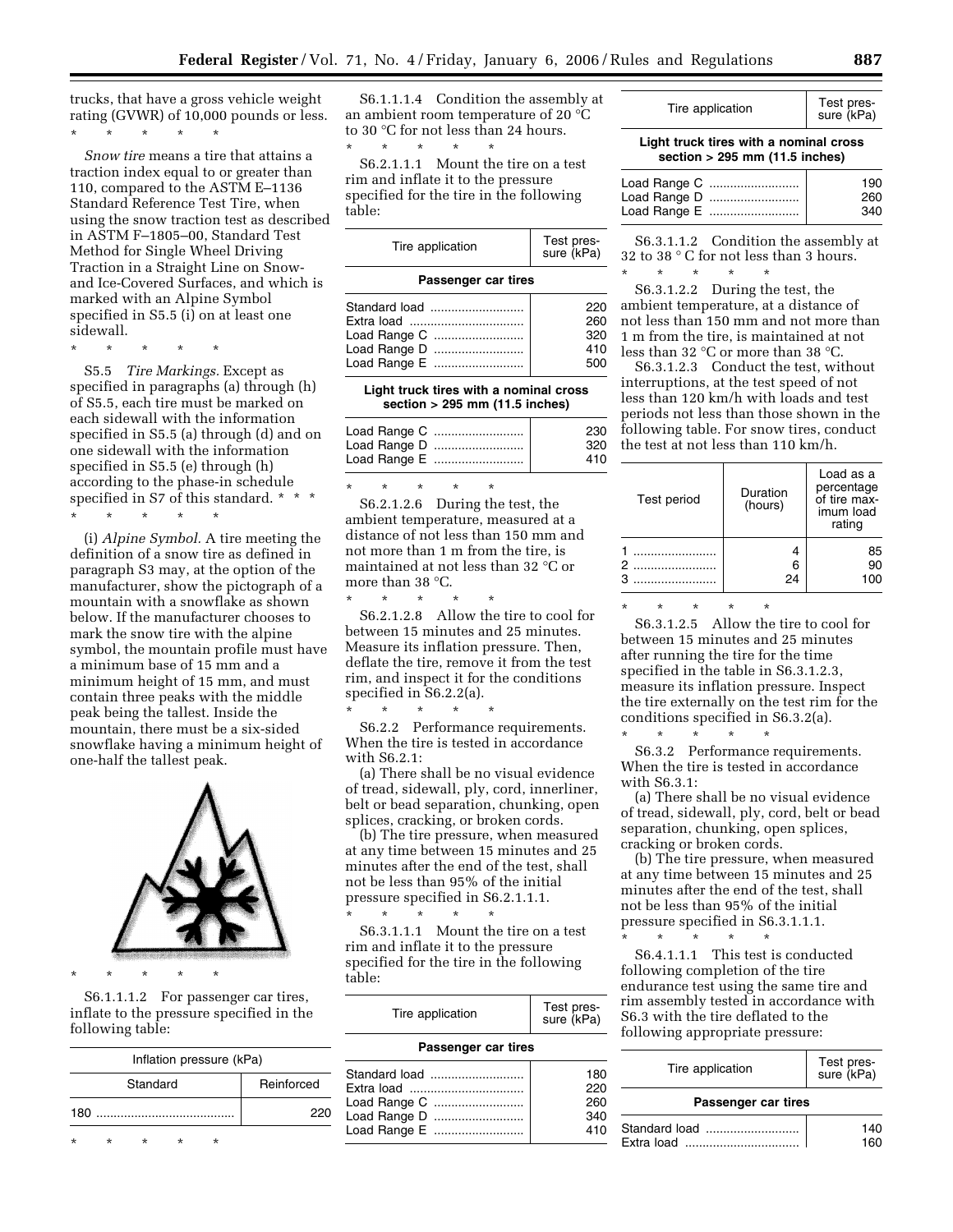trucks, that have a gross vehicle weight rating (GVWR) of 10,000 pounds or less.

\* \* \* \* \*

*Snow tire* means a tire that attains a traction index equal to or greater than 110, compared to the ASTM E–1136 Standard Reference Test Tire, when using the snow traction test as described in ASTM F–1805–00, Standard Test Method for Single Wheel Driving Traction in a Straight Line on Snow- and Ice-Covered Surfaces, and which is marked with an Alpine Symbol specified in S5.5 (i) on at least one sidewall.

\* \* \* \* \*

S5.5 *Tire Markings.* Except as specified in paragraphs (a) through (h) of S5.5, each tire must be marked on each sidewall with the information specified in S5.5 (a) through (d) and on one sidewall with the information specified in S5.5 (e) through (h) according to the phase-in schedule specified in S7 of this standard. \* \* \*

\* \* \* \* \*

(i) *Alpine Symbol.* A tire meeting the definition of a snow tire as defined in paragraph S3 may, at the option of the manufacturer, show the pictograph of a mountain with a snowflake as shown below. If the manufacturer chooses to mark the snow tire with the alpine symbol, the mountain profile must have a minimum base of 15 mm and a minimum height of 15 mm, and must contain three peaks with the middle peak being the tallest. Inside the mountain, there must be a six-sided snowflake having a minimum height of one-half the tallest peak.

\* \* \* \* \*

S6.1.1.1.2 For passenger car tires, inflate to the pressure specified in the following table:

| Inflation pressure (kPa) | |
|---|---|
| Standard | Reinforced |
| 180 | 220 |

\* \* \* \* \*

S6.1.1.1.4 Condition the assembly at an ambient room temperature of 20 °C to 30 °C for not less than 24 hours.

\* \* \* \* \*

S6.2.1.1.1 Mount the tire on a test rim and inflate it to the pressure specified for the tire in the following table:

| Tire application | Test pressure (kPa) |
|---|---|
| **Passenger car tires** | |
| Standard load | 220 |
| Extra load | 260 |
| Load Range C | 320 |
| Load Range D | 410 |
| Load Range E | 500 |
| **Light truck tires with a nominal cross section > 295 mm (11.5 inches)** | |
| Load Range C | 230 |
| Load Range D | 320 |
| Load Range E | 410 |

\* \* \* \* \*

S6.2.1.2.6 During the test, the ambient temperature, measured at a distance of not less than 150 mm and not more than 1 m from the tire, is maintained at not less than 32 °C or more than 38 °C.

\* \* \* \* \*

S6.2.1.2.8 Allow the tire to cool for between 15 minutes and 25 minutes. Measure its inflation pressure. Then, deflate the tire, remove it from the test rim, and inspect it for the conditions specified in S6.2.2(a).

\* \* \* \* \*

S6.2.2 Performance requirements. When the tire is tested in accordance with S6.2.1:

(a) There shall be no visual evidence of tread, sidewall, ply, cord, innerliner, belt or bead separation, chunking, open splices, cracking, or broken cords.

(b) The tire pressure, when measured at any time between 15 minutes and 25 minutes after the end of the test, shall not be less than 95% of the initial pressure specified in S6.2.1.1.1.

\* \* \* \* \*

S6.3.1.1.1 Mount the tire on a test rim and inflate it to the pressure specified for the tire in the following table:

| Tire application | Test pressure (kPa) |
|---|---|
| **Passenger car tires** | |
| Standard load | 180 |
| Extra load | 220 |
| Load Range C | 260 |
| Load Range D | 340 |
| Load Range E | 410 |
| **Light truck tires with a nominal cross section > 295 mm (11.5 inches)** | |
| Load Range C | 190 |
| Load Range D | 260 |
| Load Range E | 340 |

S6.3.1.1.2 Condition the assembly at 32 to 38 ° C for not less than 3 hours.

\* \* \* \* \*

S6.3.1.2.2 During the test, the ambient temperature, at a distance of not less than 150 mm and not more than 1 m from the tire, is maintained at not less than 32 °C or more than 38 °C.

S6.3.1.2.3 Conduct the test, without interruptions, at the test speed of not less than 120 km/h with loads and test periods not less than those shown in the following table. For snow tires, conduct the test at not less than 110 km/h.

| Test period | Duration (hours) | Load as a percentage of tire maximum load rating |
|---|---|---|
| 1 | 4 | 85 |
| 2 | 6 | 90 |
| 3 | 24 | 100 |

\* \* \* \* \*

S6.3.1.2.5 Allow the tire to cool for between 15 minutes and 25 minutes after running the tire for the time specified in the table in S6.3.1.2.3, measure its inflation pressure. Inspect the tire externally on the test rim for the conditions specified in S6.3.2(a).

\* \* \* \* \*

S6.3.2 Performance requirements. When the tire is tested in accordance with S6.3.1:

(a) There shall be no visual evidence of tread, sidewall, ply, cord, belt or bead separation, chunking, open splices, cracking or broken cords.

(b) The tire pressure, when measured at any time between 15 minutes and 25 minutes after the end of the test, shall not be less than 95% of the initial pressure specified in S6.3.1.1.1.

\* \* \* \* \*

S6.4.1.1.1 This test is conducted following completion of the tire endurance test using the same tire and rim assembly tested in accordance with S6.3 with the tire deflated to the following appropriate pressure:

| Tire application | Test pressure (kPa) |
|---|---|
| **Passenger car tires** | |
| Standard load | 140 |
| Extra load | 160 |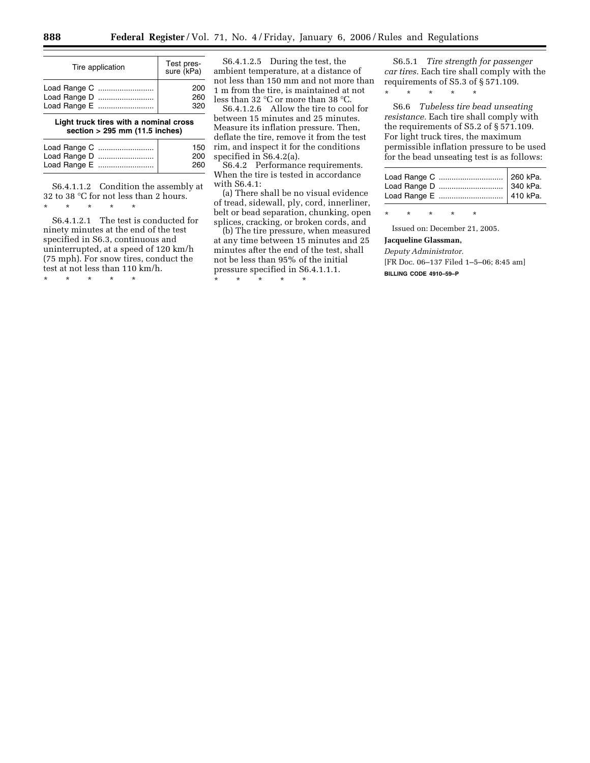| Tire application | Test pressure (kPa) |
|---|---|
| Load Range C | 200 |
| Load Range D | 260 |
| Load Range E | 320 |
| **Light truck tires with a nominal cross section > 295 mm (11.5 inches)** | |
| Load Range C | 150 |
| Load Range D | 200 |
| Load Range E | 260 |

S6.4.1.1.2 Condition the assembly at 32 to 38 °C for not less than 2 hours.

\* \* \* \* \*

S6.4.1.2.1 The test is conducted for ninety minutes at the end of the test specified in S6.3, continuous and uninterrupted, at a speed of 120 km/h (75 mph). For snow tires, conduct the test at not less than 110 km/h.

\* \* \* \* \*

S6.4.1.2.5 During the test, the ambient temperature, at a distance of not less than 150 mm and not more than 1 m from the tire, is maintained at not less than 32 °C or more than 38 °C.

S6.4.1.2.6 Allow the tire to cool for between 15 minutes and 25 minutes. Measure its inflation pressure. Then, deflate the tire, remove it from the test rim, and inspect it for the conditions specified in S6.4.2(a).

S6.4.2 Performance requirements. When the tire is tested in accordance with S6.4.1:

(a) There shall be no visual evidence of tread, sidewall, ply, cord, innerliner, belt or bead separation, chunking, open splices, cracking, or broken cords, and

(b) The tire pressure, when measured at any time between 15 minutes and 25 minutes after the end of the test, shall not be less than 95% of the initial pressure specified in S6.4.1.1.1.

\* \* \* \* \*

S6.5.1 *Tire strength for passenger car tires.* Each tire shall comply with the requirements of S5.3 of § 571.109.

\* \* \* \* \*

S6.6 *Tubeless tire bead unseating resistance.* Each tire shall comply with the requirements of S5.2 of § 571.109. For light truck tires, the maximum permissible inflation pressure to be used for the bead unseating test is as follows:

| | |
|---|---|
| Load Range C | 260 kPa. |
| Load Range D | 340 kPa. |
| Load Range E | 410 kPa. |

\* \* \* \* \*

Issued on: December 21, 2005.

**Jacqueline Glassman,**

*Deputy Administrator.*

[FR Doc. 06–137 Filed 1–5–06; 8:45 am]

**BILLING CODE 4910–59–P**